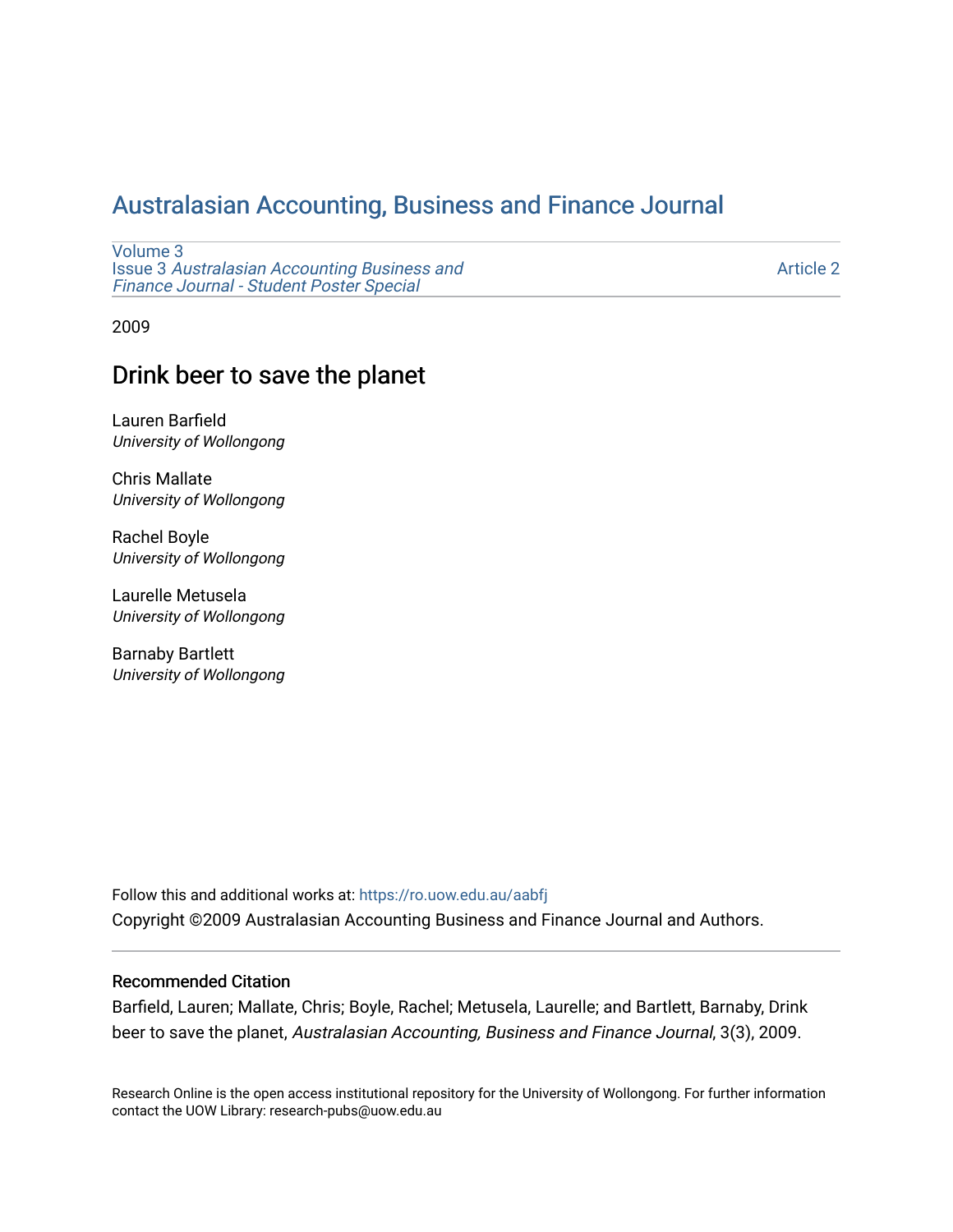# Australasian Accounting, Business and Finance Journal

Volume 3
Issue 3 *Australasian Accounting Business and Finance Journal - Student Poster Special*

Article 2

2009

## Drink beer to save the planet

Lauren Barfield
*University of Wollongong*

Chris Mallate
*University of Wollongong*

Rachel Boyle
*University of Wollongong*

Laurelle Metusela
*University of Wollongong*

Barnaby Bartlett
*University of Wollongong*

Follow this and additional works at: https://ro.uow.edu.au/aabfj

Copyright ©2009 Australasian Accounting Business and Finance Journal and Authors.

### Recommended Citation

Barfield, Lauren; Mallate, Chris; Boyle, Rachel; Metusela, Laurelle; and Bartlett, Barnaby, Drink beer to save the planet, *Australasian Accounting, Business and Finance Journal*, 3(3), 2009.

Research Online is the open access institutional repository for the University of Wollongong. For further information contact the UOW Library: research-pubs@uow.edu.au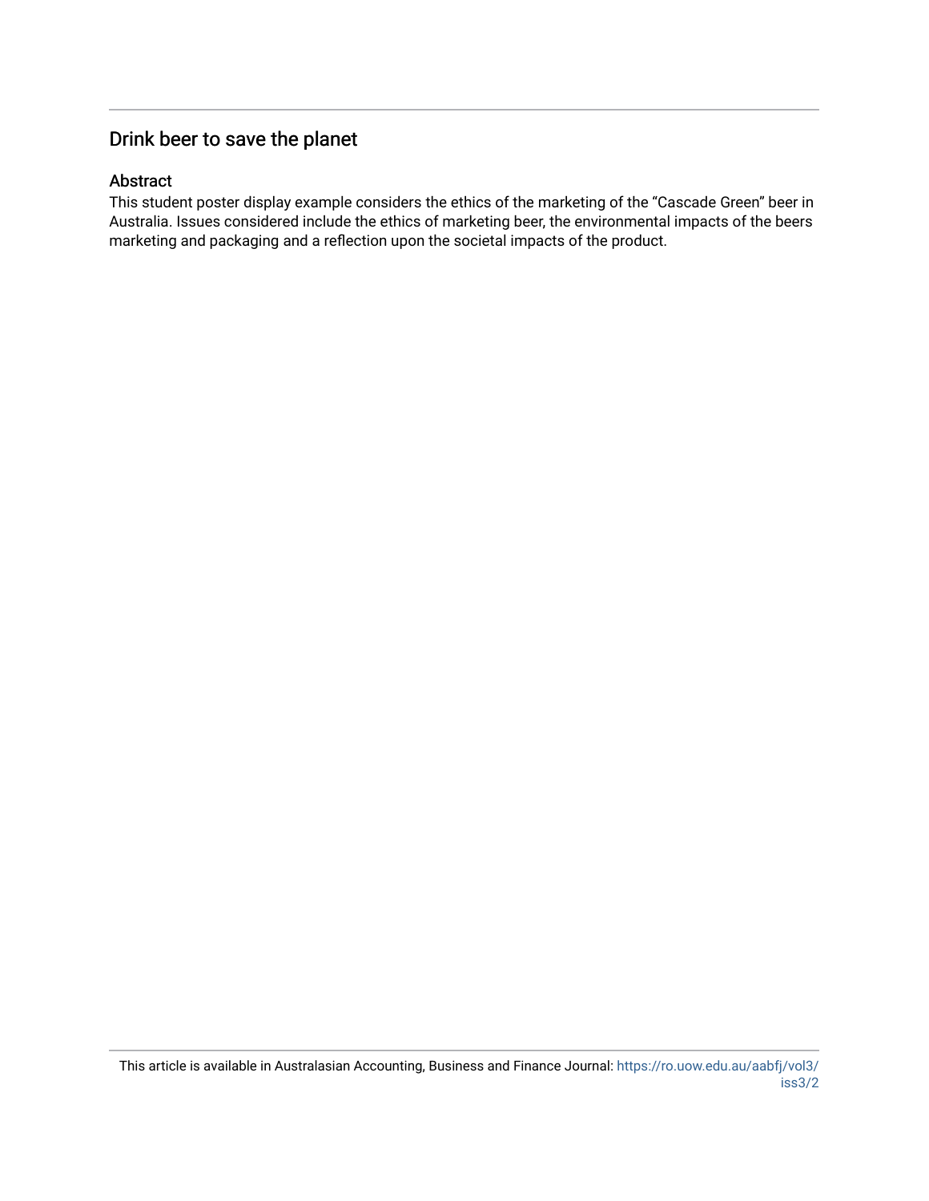## Drink beer to save the planet

### Abstract

This student poster display example considers the ethics of the marketing of the “Cascade Green” beer in Australia. Issues considered include the ethics of marketing beer, the environmental impacts of the beers marketing and packaging and a reflection upon the societal impacts of the product.

This article is available in Australasian Accounting, Business and Finance Journal: https://ro.uow.edu.au/aabfj/vol3/iss3/2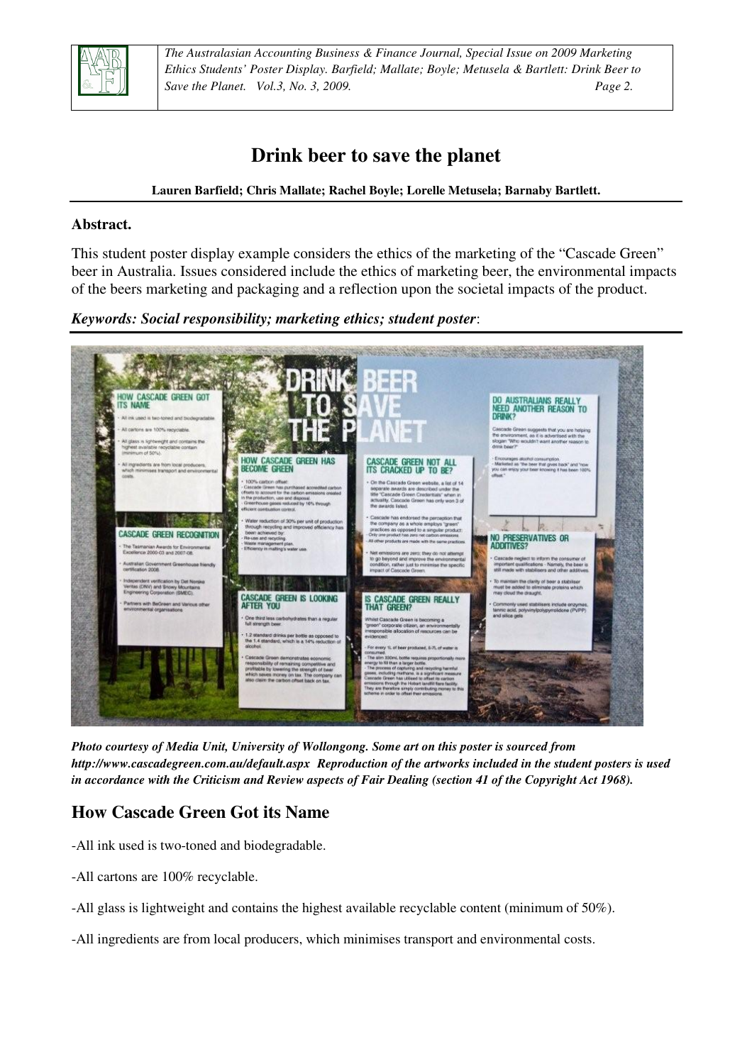# Drink beer to save the planet

**Lauren Barfield; Chris Mallate; Rachel Boyle; Lorelle Metusela; Barnaby Bartlett.**

## Abstract.

This student poster display example considers the ethics of the marketing of the "Cascade Green" beer in Australia. Issues considered include the ethics of marketing beer, the environmental impacts of the beers marketing and packaging and a reflection upon the societal impacts of the product.

***Keywords: Social responsibility; marketing ethics; student poster***:

***Photo courtesy of Media Unit, University of Wollongong. Some art on this poster is sourced from http://www.cascadegreen.com.au/default.aspx Reproduction of the artworks included in the student posters is used in accordance with the Criticism and Review aspects of Fair Dealing (section 41 of the Copyright Act 1968).***

## How Cascade Green Got its Name

-All ink used is two-toned and biodegradable.

-All cartons are 100% recyclable.

-All glass is lightweight and contains the highest available recyclable content (minimum of 50%).

-All ingredients are from local producers, which minimises transport and environmental costs.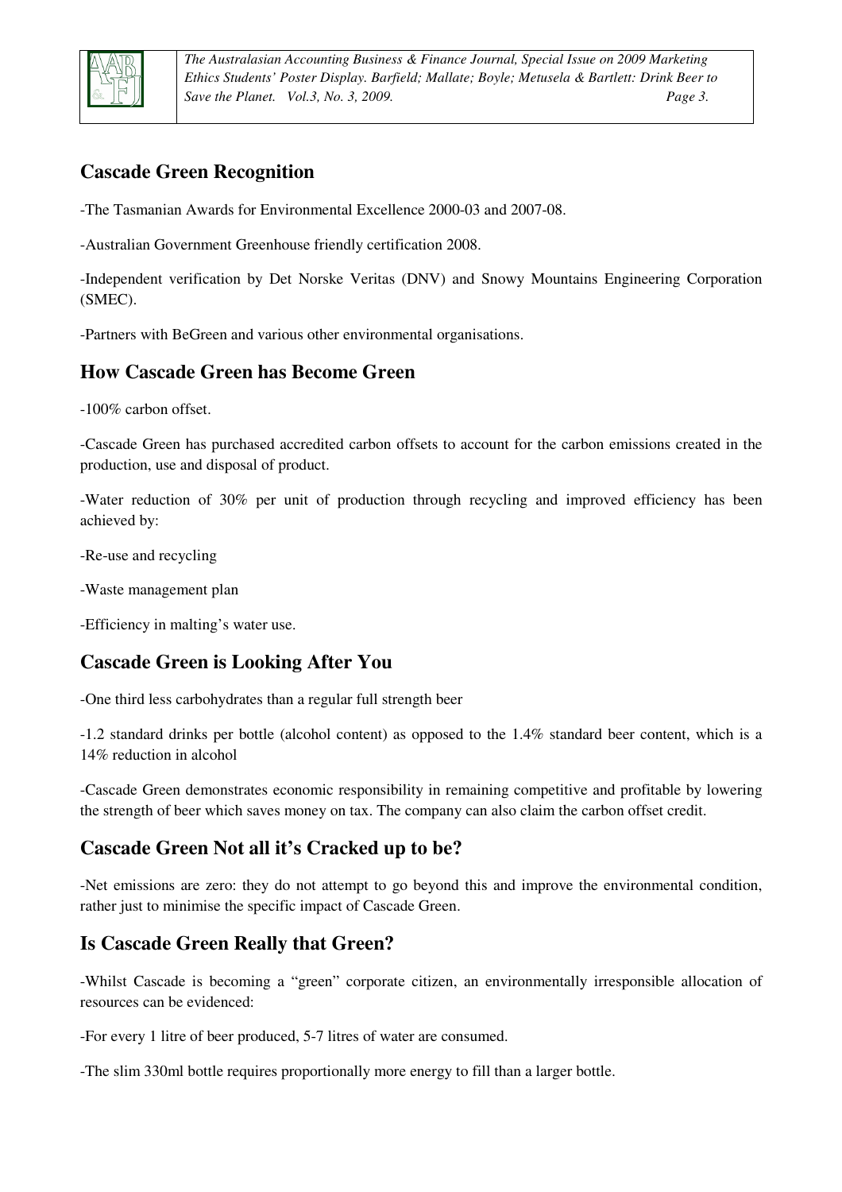## Cascade Green Recognition

-The Tasmanian Awards for Environmental Excellence 2000-03 and 2007-08.

-Australian Government Greenhouse friendly certification 2008.

-Independent verification by Det Norske Veritas (DNV) and Snowy Mountains Engineering Corporation (SMEC).

-Partners with BeGreen and various other environmental organisations.

## How Cascade Green has Become Green

-100% carbon offset.

-Cascade Green has purchased accredited carbon offsets to account for the carbon emissions created in the production, use and disposal of product.

-Water reduction of 30% per unit of production through recycling and improved efficiency has been achieved by:

-Re-use and recycling

-Waste management plan

-Efficiency in malting's water use.

## Cascade Green is Looking After You

-One third less carbohydrates than a regular full strength beer

-1.2 standard drinks per bottle (alcohol content) as opposed to the 1.4% standard beer content, which is a 14% reduction in alcohol

-Cascade Green demonstrates economic responsibility in remaining competitive and profitable by lowering the strength of beer which saves money on tax. The company can also claim the carbon offset credit.

## Cascade Green Not all it's Cracked up to be?

-Net emissions are zero: they do not attempt to go beyond this and improve the environmental condition, rather just to minimise the specific impact of Cascade Green.

## Is Cascade Green Really that Green?

-Whilst Cascade is becoming a "green" corporate citizen, an environmentally irresponsible allocation of resources can be evidenced:

-For every 1 litre of beer produced, 5-7 litres of water are consumed.

-The slim 330ml bottle requires proportionally more energy to fill than a larger bottle.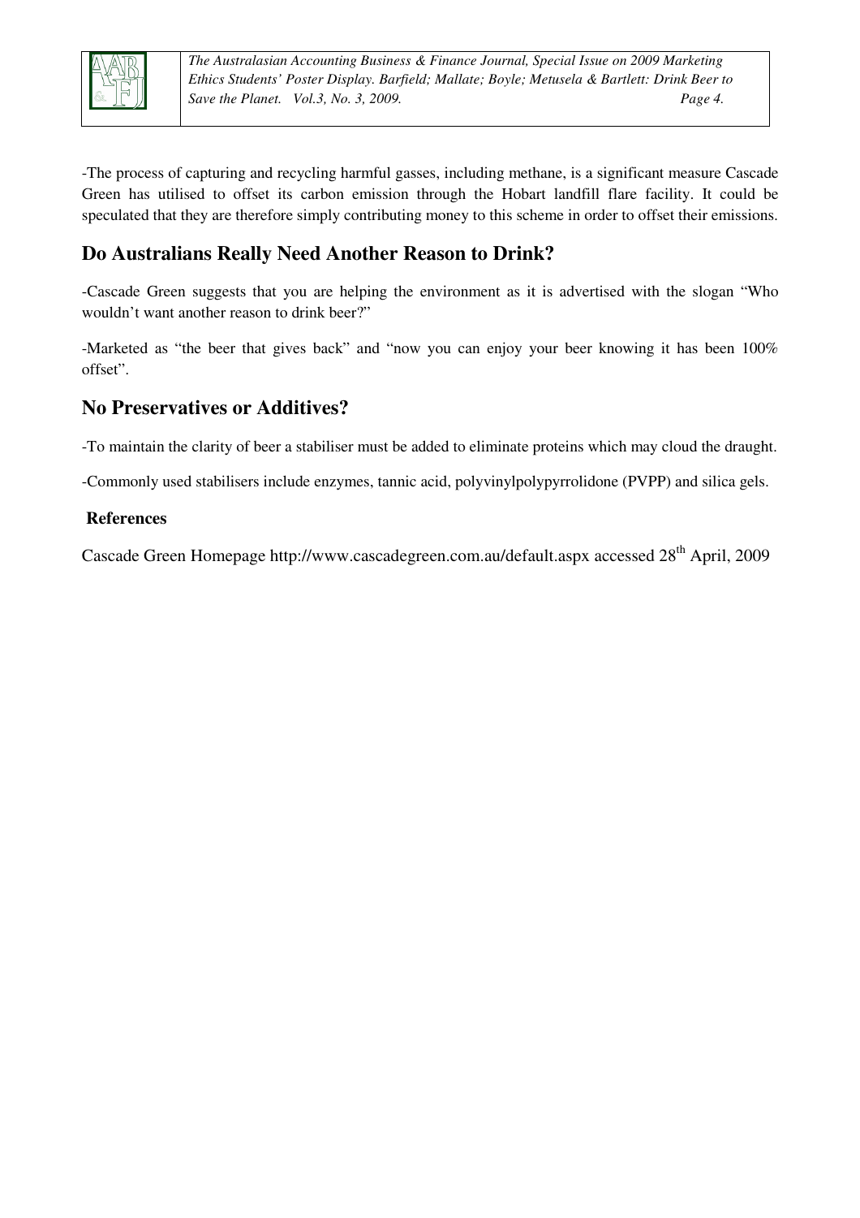-The process of capturing and recycling harmful gasses, including methane, is a significant measure Cascade Green has utilised to offset its carbon emission through the Hobart landfill flare facility. It could be speculated that they are therefore simply contributing money to this scheme in order to offset their emissions.

## Do Australians Really Need Another Reason to Drink?

-Cascade Green suggests that you are helping the environment as it is advertised with the slogan "Who wouldn't want another reason to drink beer?"

-Marketed as "the beer that gives back" and "now you can enjoy your beer knowing it has been 100% offset".

## No Preservatives or Additives?

-To maintain the clarity of beer a stabiliser must be added to eliminate proteins which may cloud the draught.

-Commonly used stabilisers include enzymes, tannic acid, polyvinylpolypyrrolidone (PVPP) and silica gels.

### References

Cascade Green Homepage http://www.cascadegreen.com.au/default.aspx accessed 28th April, 2009